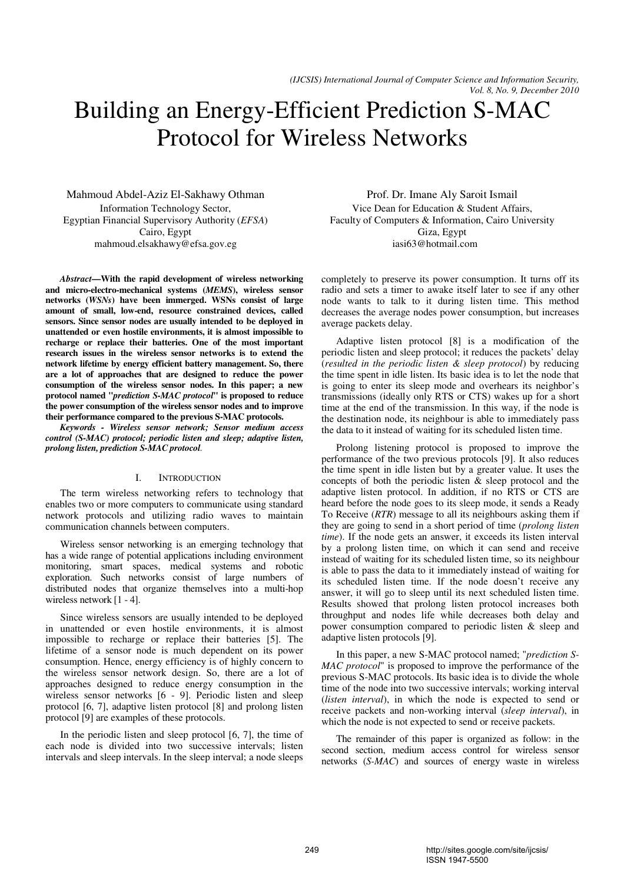# Building an Energy-Efficient Prediction S-MAC Protocol for Wireless Networks

Mahmoud Abdel-Aziz El-Sakhawy Othman
Information Technology Sector,
Egyptian Financial Supervisory Authority (*EFSA*)
Cairo, Egypt
mahmoud.elsakhawy@efsa.gov.eg

Prof. Dr. Imane Aly Saroit Ismail
Vice Dean for Education & Student Affairs,
Faculty of Computers & Information, Cairo University
Giza, Egypt
iasi63@hotmail.com

***Abstract*—With the rapid development of wireless networking and micro-electro-mechanical systems (*MEMS*), wireless sensor networks (*WSNs*) have been immerged. WSNs consist of large amount of small, low-end, resource constrained devices, called sensors. Since sensor nodes are usually intended to be deployed in unattended or even hostile environments, it is almost impossible to recharge or replace their batteries. One of the most important research issues in the wireless sensor networks is to extend the network lifetime by energy efficient battery management. So, there are a lot of approaches that are designed to reduce the power consumption of the wireless sensor nodes. In this paper; a new protocol named "*prediction S-MAC protocol*" is proposed to reduce the power consumption of the wireless sensor nodes and to improve their performance compared to the previous S-MAC protocols.**

***Keywords - Wireless sensor network; Sensor medium access control (S-MAC) protocol; periodic listen and sleep; adaptive listen, prolong listen, prediction S-MAC protocol.***

## I. Introduction

The term wireless networking refers to technology that enables two or more computers to communicate using standard network protocols and utilizing radio waves to maintain communication channels between computers.

Wireless sensor networking is an emerging technology that has a wide range of potential applications including environment monitoring, smart spaces, medical systems and robotic exploration. Such networks consist of large numbers of distributed nodes that organize themselves into a multi-hop wireless network [1 - 4].

Since wireless sensors are usually intended to be deployed in unattended or even hostile environments, it is almost impossible to recharge or replace their batteries [5]. The lifetime of a sensor node is much dependent on its power consumption. Hence, energy efficiency is of highly concern to the wireless sensor network design. So, there are a lot of approaches designed to reduce energy consumption in the wireless sensor networks [6 - 9]. Periodic listen and sleep protocol [6, 7], adaptive listen protocol [8] and prolong listen protocol [9] are examples of these protocols.

In the periodic listen and sleep protocol [6, 7], the time of each node is divided into two successive intervals; listen intervals and sleep intervals. In the sleep interval; a node sleeps completely to preserve its power consumption. It turns off its radio and sets a timer to awake itself later to see if any other node wants to talk to it during listen time. This method decreases the average nodes power consumption, but increases average packets delay.

Adaptive listen protocol [8] is a modification of the periodic listen and sleep protocol; it reduces the packets' delay (*resulted in the periodic listen & sleep protocol*) by reducing the time spent in idle listen. Its basic idea is to let the node that is going to enter its sleep mode and overhears its neighbor's transmissions (ideally only RTS or CTS) wakes up for a short time at the end of the transmission. In this way, if the node is the destination node, its neighbour is able to immediately pass the data to it instead of waiting for its scheduled listen time.

Prolong listening protocol is proposed to improve the performance of the two previous protocols [9]. It also reduces the time spent in idle listen but by a greater value. It uses the concepts of both the periodic listen & sleep protocol and the adaptive listen protocol. In addition, if no RTS or CTS are heard before the node goes to its sleep mode, it sends a Ready To Receive (*RTR*) message to all its neighbours asking them if they are going to send in a short period of time (*prolong listen time*). If the node gets an answer, it exceeds its listen interval by a prolong listen time, on which it can send and receive instead of waiting for its scheduled listen time, so its neighbour is able to pass the data to it immediately instead of waiting for its scheduled listen time. If the node doesn't receive any answer, it will go to sleep until its next scheduled listen time. Results showed that prolong listen protocol increases both throughput and nodes life while decreases both delay and power consumption compared to periodic listen & sleep and adaptive listen protocols [9].

In this paper, a new S-MAC protocol named; "*prediction S-MAC protocol*" is proposed to improve the performance of the previous S-MAC protocols. Its basic idea is to divide the whole time of the node into two successive intervals; working interval (*listen interval*), in which the node is expected to send or receive packets and non-working interval (*sleep interval*), in which the node is not expected to send or receive packets.

The remainder of this paper is organized as follow: in the second section, medium access control for wireless sensor networks (*S-MAC*) and sources of energy waste in wireless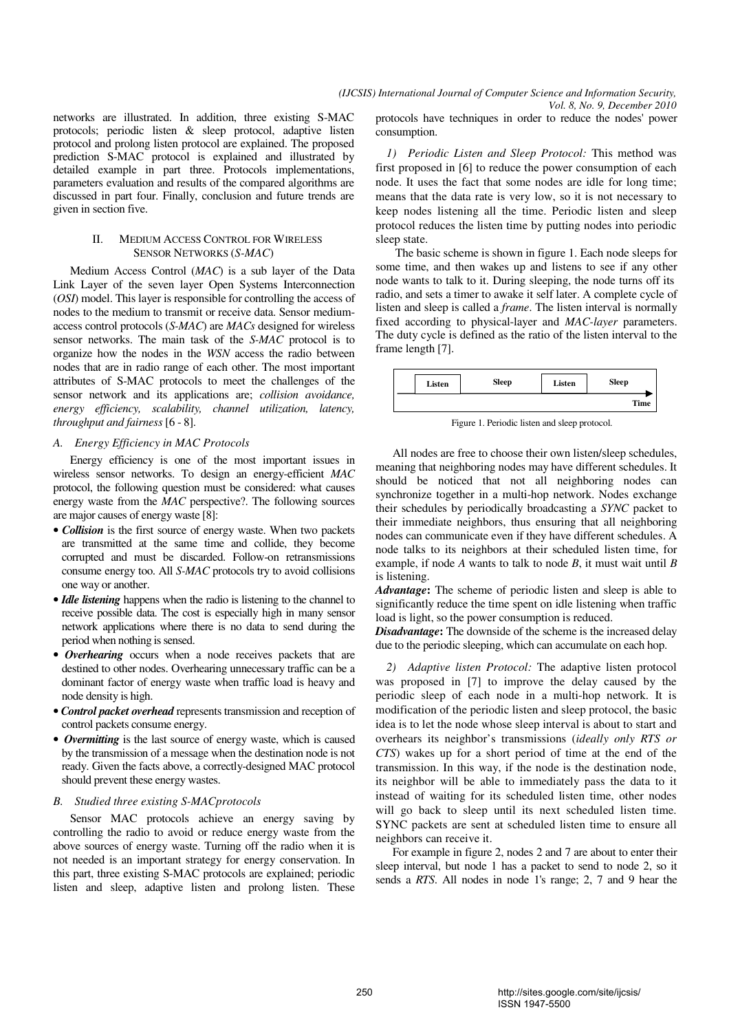networks are illustrated. In addition, three existing S-MAC protocols; periodic listen & sleep protocol, adaptive listen protocol and prolong listen protocol are explained. The proposed prediction S-MAC protocol is explained and illustrated by detailed example in part three. Protocols implementations, parameters evaluation and results of the compared algorithms are discussed in part four. Finally, conclusion and future trends are given in section five.

## II. Medium Access Control for Wireless Sensor Networks (*S-MAC*)

Medium Access Control (*MAC*) is a sub layer of the Data Link Layer of the seven layer Open Systems Interconnection (*OSI*) model. This layer is responsible for controlling the access of nodes to the medium to transmit or receive data. Sensor medium-access control protocols (*S-MAC*) are *MACs* designed for wireless sensor networks. The main task of the *S-MAC* protocol is to organize how the nodes in the *WSN* access the radio between nodes that are in radio range of each other. The most important attributes of S-MAC protocols to meet the challenges of the sensor network and its applications are; *collision avoidance, energy efficiency, scalability, channel utilization, latency, throughput and fairness* [6 - 8].

### *A. Energy Efficiency in MAC Protocols*

Energy efficiency is one of the most important issues in wireless sensor networks. To design an energy-efficient *MAC* protocol, the following question must be considered: what causes energy waste from the *MAC* perspective?. The following sources are major causes of energy waste [8]:

- ***Collision*** is the first source of energy waste. When two packets are transmitted at the same time and collide, they become corrupted and must be discarded. Follow-on retransmissions consume energy too. All *S-MAC* protocols try to avoid collisions one way or another.
- ***Idle listening*** happens when the radio is listening to the channel to receive possible data. The cost is especially high in many sensor network applications where there is no data to send during the period when nothing is sensed.
- ***Overhearing*** occurs when a node receives packets that are destined to other nodes. Overhearing unnecessary traffic can be a dominant factor of energy waste when traffic load is heavy and node density is high.
- ***Control packet overhead*** represents transmission and reception of control packets consume energy.
- ***Overmitting*** is the last source of energy waste, which is caused by the transmission of a message when the destination node is not ready. Given the facts above, a correctly-designed MAC protocol should prevent these energy wastes.

### *B. Studied three existing S-MACprotocols*

Sensor MAC protocols achieve an energy saving by controlling the radio to avoid or reduce energy waste from the above sources of energy waste. Turning off the radio when it is not needed is an important strategy for energy conservation. In this part, three existing S-MAC protocols are explained; periodic listen and sleep, adaptive listen and prolong listen. These protocols have techniques in order to reduce the nodes' power consumption.

*1) Periodic Listen and Sleep Protocol:* This method was first proposed in [6] to reduce the power consumption of each node. It uses the fact that some nodes are idle for long time; means that the data rate is very low, so it is not necessary to keep nodes listening all the time. Periodic listen and sleep protocol reduces the listen time by putting nodes into periodic sleep state.

The basic scheme is shown in figure 1. Each node sleeps for some time, and then wakes up and listens to see if any other node wants to talk to it. During sleeping, the node turns off its radio, and sets a timer to awake it self later. A complete cycle of listen and sleep is called a *frame*. The listen interval is normally fixed according to physical-layer and *MAC-layer* parameters. The duty cycle is defined as the ratio of the listen interval to the frame length [7].

| Listen | Sleep | Listen | Sleep |
|---|---|---|---|
| | | | Time |

Figure 1. Periodic listen and sleep protocol.

All nodes are free to choose their own listen/sleep schedules, meaning that neighboring nodes may have different schedules. It should be noticed that not all neighboring nodes can synchronize together in a multi-hop network. Nodes exchange their schedules by periodically broadcasting a *SYNC* packet to their immediate neighbors, thus ensuring that all neighboring nodes can communicate even if they have different schedules. A node talks to its neighbors at their scheduled listen time, for example, if node *A* wants to talk to node *B*, it must wait until *B* is listening.

***Advantage*:** The scheme of periodic listen and sleep is able to significantly reduce the time spent on idle listening when traffic load is light, so the power consumption is reduced.

***Disadvantage*:** The downside of the scheme is the increased delay due to the periodic sleeping, which can accumulate on each hop.

*2) Adaptive listen Protocol:* The adaptive listen protocol was proposed in [7] to improve the delay caused by the periodic sleep of each node in a multi-hop network. It is modification of the periodic listen and sleep protocol, the basic idea is to let the node whose sleep interval is about to start and overhears its neighbor's transmissions (*ideally only RTS or CTS*) wakes up for a short period of time at the end of the transmission. In this way, if the node is the destination node, its neighbor will be able to immediately pass the data to it instead of waiting for its scheduled listen time, other nodes will go back to sleep until its next scheduled listen time. SYNC packets are sent at scheduled listen time to ensure all neighbors can receive it.

For example in figure 2, nodes 2 and 7 are about to enter their sleep interval, but node 1 has a packet to send to node 2, so it sends a *RTS*. All nodes in node 1's range; 2, 7 and 9 hear the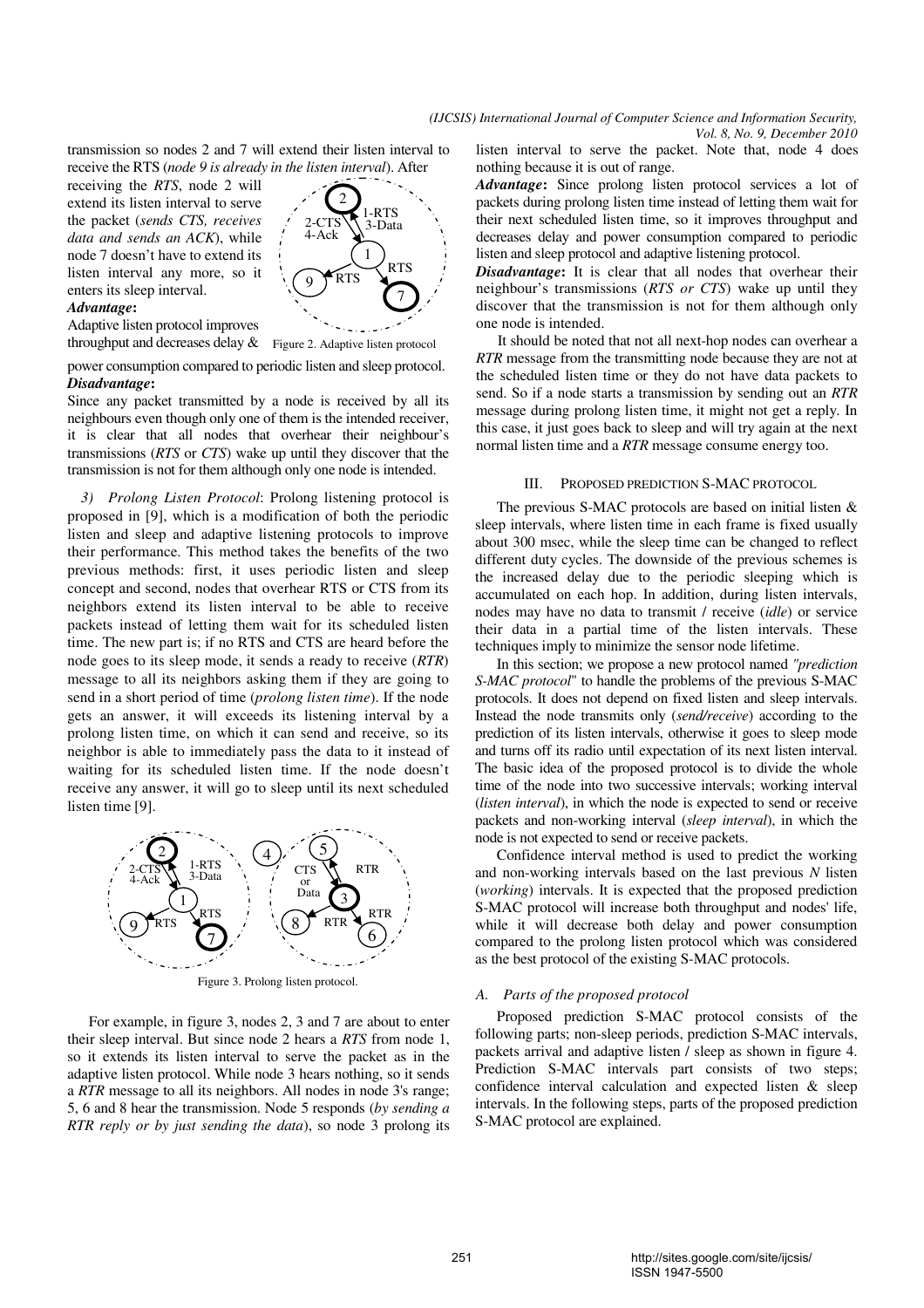transmission so nodes 2 and 7 will extend their listen interval to receive the RTS (*node 9 is already in the listen interval*). After receiving the *RTS*, node 2 will extend its listen interval to serve the packet (*sends CTS, receives data and sends an ACK*), while node 7 doesn't have to extend its listen interval any more, so it enters its sleep interval.

Figure 2. Adaptive listen protocol

***Advantage*:**

Adaptive listen protocol improves throughput and decreases delay & power consumption compared to periodic listen and sleep protocol.

***Disadvantage*:**

Since any packet transmitted by a node is received by all its neighbours even though only one of them is the intended receiver, it is clear that all nodes that overhear their neighbour's transmissions (*RTS* or *CTS*) wake up until they discover that the transmission is not for them although only one node is intended.

*3) Prolong Listen Protocol*: Prolong listening protocol is proposed in [9], which is a modification of both the periodic listen and sleep and adaptive listening protocols to improve their performance. This method takes the benefits of the two previous methods: first, it uses periodic listen and sleep concept and second, nodes that overhear RTS or CTS from its neighbors extend its listen interval to be able to receive packets instead of letting them wait for its scheduled listen time. The new part is; if no RTS and CTS are heard before the node goes to its sleep mode, it sends a ready to receive (*RTR*) message to all its neighbors asking them if they are going to send in a short period of time (*prolong listen time*). If the node gets an answer, it will exceeds its listening interval by a prolong listen time, on which it can send and receive, so its neighbor is able to immediately pass the data to it instead of waiting for its scheduled listen time. If the node doesn't receive any answer, it will go to sleep until its next scheduled listen time [9].

Figure 3. Prolong listen protocol.

For example, in figure 3, nodes 2, 3 and 7 are about to enter their sleep interval. But since node 2 hears a *RTS* from node 1, so it extends its listen interval to serve the packet as in the adaptive listen protocol. While node 3 hears nothing, so it sends a *RTR* message to all its neighbors. All nodes in node 3's range; 5, 6 and 8 hear the transmission. Node 5 responds (*by sending a RTR reply or by just sending the data*), so node 3 prolong its listen interval to serve the packet. Note that, node 4 does nothing because it is out of range.

***Advantage*:** Since prolong listen protocol services a lot of packets during prolong listen time instead of letting them wait for their next scheduled listen time, so it improves throughput and decreases delay and power consumption compared to periodic listen and sleep protocol and adaptive listening protocol.

***Disadvantage*:** It is clear that all nodes that overhear their neighbour's transmissions (*RTS or CTS*) wake up until they discover that the transmission is not for them although only one node is intended.

It should be noted that not all next-hop nodes can overhear a *RTR* message from the transmitting node because they are not at the scheduled listen time or they do not have data packets to send. So if a node starts a transmission by sending out an *RTR* message during prolong listen time, it might not get a reply. In this case, it just goes back to sleep and will try again at the next normal listen time and a *RTR* message consume energy too.

## III. Proposed Prediction S-MAC Protocol

The previous S-MAC protocols are based on initial listen & sleep intervals, where listen time in each frame is fixed usually about 300 msec, while the sleep time can be changed to reflect different duty cycles. The downside of the previous schemes is the increased delay due to the periodic sleeping which is accumulated on each hop. In addition, during listen intervals, nodes may have no data to transmit / receive (*idle*) or service their data in a partial time of the listen intervals. These techniques imply to minimize the sensor node lifetime.

In this section; we propose a new protocol named *"prediction S-MAC protocol"* to handle the problems of the previous S-MAC protocols. It does not depend on fixed listen and sleep intervals. Instead the node transmits only (*send/receive*) according to the prediction of its listen intervals, otherwise it goes to sleep mode and turns off its radio until expectation of its next listen interval. The basic idea of the proposed protocol is to divide the whole time of the node into two successive intervals; working interval (*listen interval*), in which the node is expected to send or receive packets and non-working interval (*sleep interval*), in which the node is not expected to send or receive packets.

Confidence interval method is used to predict the working and non-working intervals based on the last previous *N* listen (*working*) intervals. It is expected that the proposed prediction S-MAC protocol will increase both throughput and nodes' life, while it will decrease both delay and power consumption compared to the prolong listen protocol which was considered as the best protocol of the existing S-MAC protocols.

### *A. Parts of the proposed protocol*

Proposed prediction S-MAC protocol consists of the following parts; non-sleep periods, prediction S-MAC intervals, packets arrival and adaptive listen / sleep as shown in figure 4. Prediction S-MAC intervals part consists of two steps; confidence interval calculation and expected listen & sleep intervals. In the following steps, parts of the proposed prediction S-MAC protocol are explained.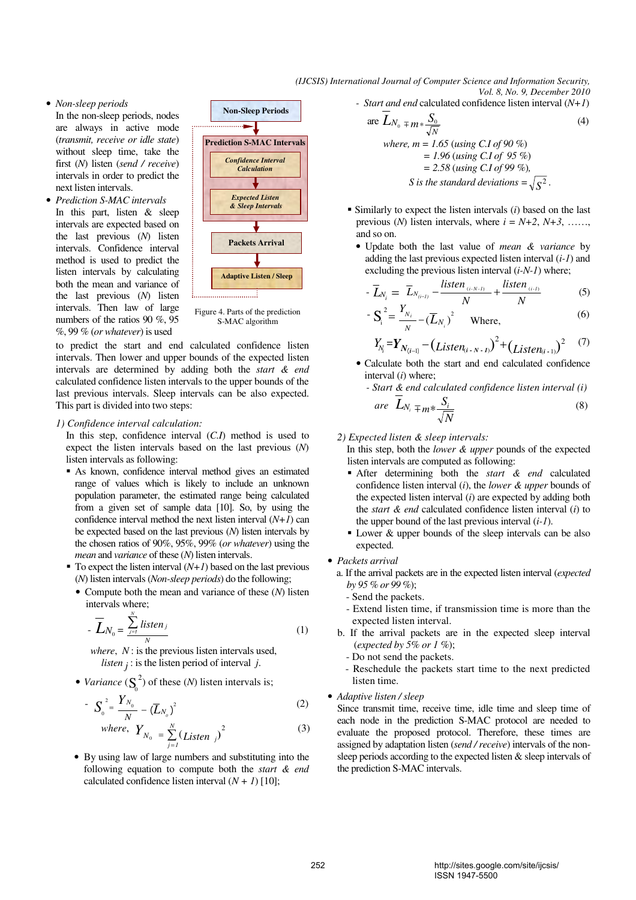- *Non-sleep periods*
  In the non-sleep periods, nodes are always in active mode (*transmit, receive or idle state*) without sleep time, take the first (*N*) listen (*send / receive*) intervals in order to predict the next listen intervals.
- *Prediction S-MAC intervals*
  In this part, listen & sleep intervals are expected based on the last previous (*N*) listen intervals. Confidence interval method is used to predict the listen intervals by calculating both the mean and variance of the last previous (*N*) listen intervals. Then law of large numbers of the ratios 90 %, 95 %, 99 % (*or whatever*) is used to predict the start and end calculated confidence listen intervals. Then lower and upper bounds of the expected listen intervals are determined by adding both the *start & end* calculated confidence listen intervals to the upper bounds of the last previous intervals. Sleep intervals can be also expected. This part is divided into two steps:

Non-Sleep Periods → Prediction S-MAC Intervals (Confidence Interval Calculation → Expected Listen & Sleep Intervals) → Packets Arrival → Adaptive Listen / Sleep

Figure 4. Parts of the prediction S-MAC algorithm

*1) Confidence interval calculation:*

In this step, confidence interval (*C.I*) method is used to expect the listen intervals based on the last previous (*N*) listen intervals as following:

- As known, confidence interval method gives an estimated range of values which is likely to include an unknown population parameter, the estimated range being calculated from a given set of sample data [10]. So, by using the confidence interval method the next listen interval (*N+1*) can be expected based on the last previous (*N*) listen intervals by the chosen ratios of 90%, 95%, 99% (*or whatever*) using the *mean* and *variance* of these (*N*) listen intervals.
- To expect the listen interval (*N+1*) based on the last previous (*N*) listen intervals (*Non-sleep periods*) do the following;
  - Compute both the mean and variance of these (*N*) listen intervals where;

$$- \ \bar{L}_{N_0} = \frac{\sum_{j=1}^{N} listen_j}{N} \tag{1}$$

*where*, $N$ : is the previous listen intervals used,
$listen_j$ : is the listen period of interval $j$.

  - *Variance* ($S_0^2$) of these (*N*) listen intervals is;

$$- \ S_0^2 = \frac{Y_{N_0}}{N} - (\bar{L}_{N_0})^2 \tag{2}$$

$$where, \ Y_{N_0} = \sum_{j=1}^{N} (Listen_j)^2 \tag{3}$$

  - By using law of large numbers and substituting into the following equation to compute both the *start & end* calculated confidence listen interval ($N + 1$) [10];
    - *Start and end* calculated confidence listen interval (*N+1*) are

$$\bar{L}_{N_0} \mp m * \frac{S_0}{\sqrt{N}} \tag{4}$$

*where,* $m = 1.65$ (*using C.I of 90 %*)
$= 1.96$ (*using C.I of 95 %*)
$= 2.58$ (*using C.I of 99 %*),
*S is the standard deviations* $= \sqrt{S^2}$.

- Similarly to expect the listen intervals (*i*) based on the last previous (*N*) listen intervals, where *i = N+2, N+3, ……,* and so on.
  - Update both the last value of *mean & variance* by adding the last previous expected listen interval (*i-1*) and excluding the previous listen interval (*i-N-1*) where;

$$- \ \bar{L}_{N_i} = \bar{L}_{N_{(i-1)}} - \frac{listen_{(i-N-1)}}{N} + \frac{listen_{(i-1)}}{N} \tag{5}$$

$$- \ S_i^2 = \frac{Y_{N_i}}{N} - (\bar{L}_{N_i})^2 \quad \text{Where,} \tag{6}$$

$$Y_{N_i} = Y_{N_{(i-1)}} - (Listen_{(i-N-1)})^2 + (Listen_{(i-1)})^2 \tag{7}$$

  - Calculate both the start and end calculated confidence interval (*i*) where;
    - *Start & end calculated confidence listen interval (i) are*

$$\bar{L}_{N_i} \mp m * \frac{S_i}{\sqrt{N}} \tag{8}$$

*2) Expected listen & sleep intervals:*

In this step, both the *lower & upper* pounds of the expected listen intervals are computed as following:

- After determining both the *start & end* calculated confidence listen interval (*i*), the *lower & upper* bounds of the expected listen interval (*i*) are expected by adding both the *start & end* calculated confidence listen interval (*i*) to the upper bound of the last previous interval (*i-1*).
- Lower & upper bounds of the sleep intervals can be also expected.

- *Packets arrival*
  a. If the arrival packets are in the expected listen interval (*expected by 95 % or 99 %*);
     - Send the packets.
     - Extend listen time, if transmission time is more than the expected listen interval.
  b. If the arrival packets are in the expected sleep interval (*expected by 5% or 1 %*);
     - Do not send the packets.
     - Reschedule the packets start time to the next predicted listen time.
- *Adaptive listen / sleep*
  Since transmit time, receive time, idle time and sleep time of each node in the prediction S-MAC protocol are needed to evaluate the proposed protocol. Therefore, these times are assigned by adaptation listen (*send / receive*) intervals of the non-sleep periods according to the expected listen & sleep intervals of the prediction S-MAC intervals.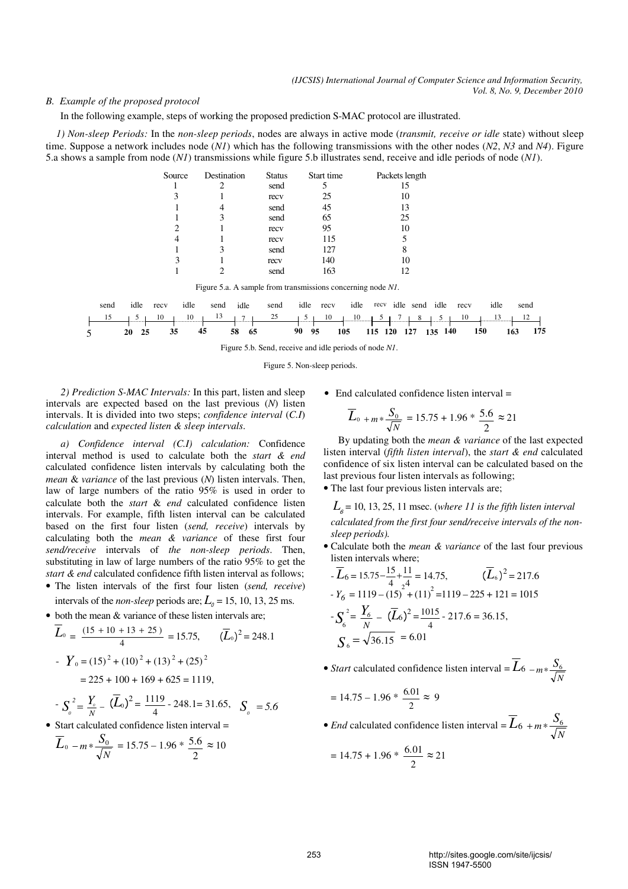*B. Example of the proposed protocol*

In the following example, steps of working the proposed prediction S-MAC protocol are illustrated.

*1) Non-sleep Periods:* In the *non-sleep periods*, nodes are always in active mode (*transmit, receive or idle* state) without sleep time. Suppose a network includes node (*N1*) which has the following transmissions with the other nodes (*N2*, *N3* and *N4*). Figure 5.a shows a sample from node (*N1*) transmissions while figure 5.b illustrates send, receive and idle periods of node (*N1*).

| Source | Destination | Status | Start time | Packets length |
|---|---|---|---|---|
| 1 | 2 | send | 5 | 15 |
| 3 | 1 | recv | 25 | 10 |
| 1 | 4 | send | 45 | 13 |
| 1 | 3 | send | 65 | 25 |
| 2 | 1 | recv | 95 | 10 |
| 4 | 1 | recv | 115 | 5 |
| 1 | 3 | send | 127 | 8 |
| 3 | 1 | recv | 140 | 10 |
| 1 | 2 | send | 163 | 12 |

Figure 5.a. A sample from transmissions concerning node *N1*.

| Period | send | idle | recv | idle | send | idle | send | idle | recv | idle | recv | idle | send | idle | recv | idle | send |
|---|---|---|---|---|---|---|---|---|---|---|---|---|---|---|---|---|---|
| Length | 15 | 5 | 10 | 10 | 13 | 7 | 25 | 5 | 10 | 10 | 5 | 7 | 8 | 5 | 10 | 13 | 12 |
| Time | 5–20 | 20–25 | 25–35 | 35–45 | 45–58 | 58–65 | 65–90 | 90–95 | 95–105 | 105–115 | 115–120 | 120–127 | 127–135 | 135–140 | 140–150 | 150–163 | 163–175 |

Figure 5.b. Send, receive and idle periods of node *N1*.

Figure 5. Non-sleep periods.

*2) Prediction S-MAC Intervals:* In this part, listen and sleep intervals are expected based on the last previous (*N*) listen intervals. It is divided into two steps; *confidence interval* (*C.I*) *calculation* and *expected listen & sleep intervals*.

*a) Confidence interval (C.I) calculation:* Confidence interval method is used to calculate both the *start* & *end* calculated confidence listen intervals by calculating both the *mean* & *variance* of the last previous (*N*) listen intervals. Then, law of large numbers of the ratio 95% is used in order to calculate both the *start* & *end* calculated confidence listen intervals. For example, fifth listen interval can be calculated based on the first four listen (*send, receive*) intervals by calculating both the *mean & variance* of these first four *send/receive* intervals of *the non-sleep periods*. Then, substituting in law of large numbers of the ratio 95% to get the *start & end* calculated confidence fifth listen interval as follows;

- The listen intervals of the first four listen (*send, receive*) intervals of the *non-sleep* periods are; $L_0 = 15, 10, 13, 25$ ms.
- both the mean & variance of these listen intervals are;

$$\overline{L}_0 = \frac{(15 + 10 + 13 + 25)}{4} = 15.75, \qquad (\overline{L}_0)^2 = 248.1$$

$$- \; Y_0 = (15)^2 + (10)^2 + (13)^2 + (25)^2 = 225 + 100 + 169 + 625 = 1119,$$

$$- \; S_0^2 = \frac{Y_0}{N} - (\overline{L}_0)^2 = \frac{1119}{4} - 248.1 = 31.65, \quad S_0 = 5.6$$

- Start calculated confidence listen interval =

$$\overline{L}_0 - m * \frac{S_0}{\sqrt{N}} = 15.75 - 1.96 * \frac{5.6}{2} \approx 10$$

- End calculated confidence listen interval =

$$\overline{L}_0 + m * \frac{S_0}{\sqrt{N}} = 15.75 + 1.96 * \frac{5.6}{2} \approx 21$$

By updating both the *mean & variance* of the last expected listen interval (*fifth listen interval*), the *start & end* calculated confidence of six listen interval can be calculated based on the last previous four listen intervals as following;

- The last four previous listen intervals are;

$L_6 = 10, 13, 25, 11$ msec. (*where 11 is the fifth listen interval calculated from the first four send/receive intervals of the non-sleep periods).*

- Calculate both the *mean & variance* of the last four previous listen intervals where;

$$- \; \overline{L}_6 = 15.75 - \frac{15}{4} + \frac{11}{4} = 14.75, \qquad (\overline{L}_6)^2 = 217.6$$

$$- \; Y_6 = 1119 - (15)^2 + (11)^2 = 1119 - 225 + 121 = 1015$$

$$- \; S_6^2 = \frac{Y_6}{N} - (\overline{L}_6)^2 = \frac{1015}{4} - 217.6 = 36.15, \quad S_6 = \sqrt{36.15} = 6.01$$

- *Start* calculated confidence listen interval $= \overline{L}_6 - m * \frac{S_6}{\sqrt{N}}$

$$= 14.75 - 1.96 * \frac{6.01}{2} \approx 9$$

- *End* calculated confidence listen interval $= \overline{L}_6 + m * \frac{S_6}{\sqrt{N}}$

$$= 14.75 + 1.96 * \frac{6.01}{2} \approx 21$$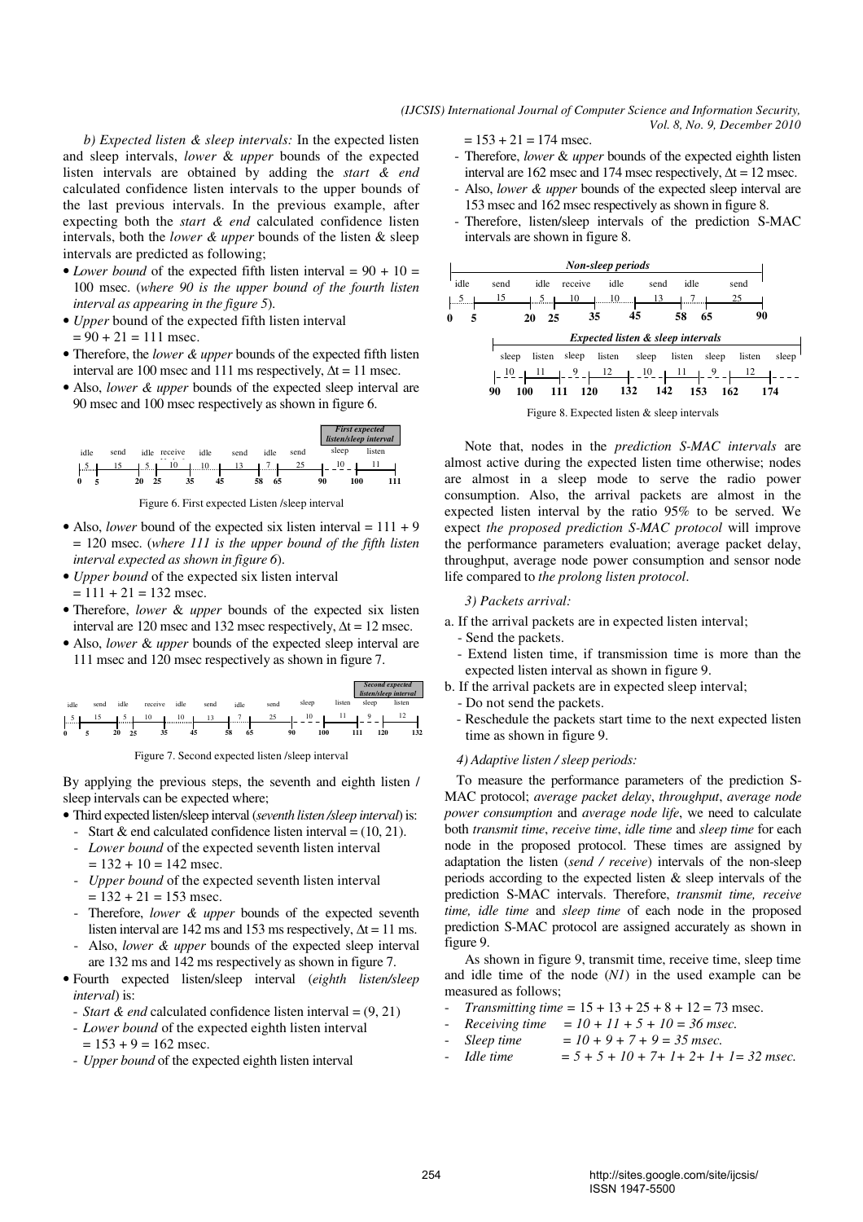*b) Expected listen & sleep intervals:* In the expected listen and sleep intervals, *lower* & *upper* bounds of the expected listen intervals are obtained by adding the *start & end* calculated confidence listen intervals to the upper bounds of the last previous intervals. In the previous example, after expecting both the *start & end* calculated confidence listen intervals, both the *lower & upper* bounds of the listen & sleep intervals are predicted as following;

- *Lower bound* of the expected fifth listen interval = 90 + 10 = 100 msec. (*where 90 is the upper bound of the fourth listen interval as appearing in the figure 5*).
- *Upper* bound of the expected fifth listen interval = 90 + 21 = 111 msec.
- Therefore, the *lower & upper* bounds of the expected fifth listen interval are 100 msec and 111 ms respectively, $\Delta t = 11$ msec.
- Also, *lower & upper* bounds of the expected sleep interval are 90 msec and 100 msec respectively as shown in figure 6.

Figure 6. First expected Listen /sleep interval

- Also, *lower* bound of the expected six listen interval = 111 + 9 = 120 msec. (*where 111 is the upper bound of the fifth listen interval expected as shown in figure 6*).
- *Upper bound* of the expected six listen interval = 111 + 21 = 132 msec.
- Therefore, *lower* & *upper* bounds of the expected six listen interval are 120 msec and 132 msec respectively, $\Delta t = 12$ msec.
- Also, *lower* & *upper* bounds of the expected sleep interval are 111 msec and 120 msec respectively as shown in figure 7.

Figure 7. Second expected listen /sleep interval

By applying the previous steps, the seventh and eighth listen / sleep intervals can be expected where;

- Third expected listen/sleep interval (*seventh listen /sleep interval*) is:
  - Start & end calculated confidence listen interval = (10, 21).
  - *Lower bound* of the expected seventh listen interval = 132 + 10 = 142 msec.
  - *Upper bound* of the expected seventh listen interval = 132 + 21 = 153 msec.
  - Therefore, *lower & upper* bounds of the expected seventh listen interval are 142 ms and 153 ms respectively, $\Delta t = 11$ ms.
  - Also, *lower & upper* bounds of the expected sleep interval are 132 ms and 142 ms respectively as shown in figure 7.
- Fourth expected listen/sleep interval (*eighth listen/sleep interval*) is:
  - *Start & end* calculated confidence listen interval = (9, 21)
  - *Lower bound* of the expected eighth listen interval = 153 + 9 = 162 msec.
  - *Upper bound* of the expected eighth listen interval = 153 + 21 = 174 msec.
  - Therefore, *lower* & *upper* bounds of the expected eighth listen interval are 162 msec and 174 msec respectively, $\Delta t = 12$ msec.
  - Also, *lower & upper* bounds of the expected sleep interval are 153 msec and 162 msec respectively as shown in figure 8.
  - Therefore, listen/sleep intervals of the prediction S-MAC intervals are shown in figure 8.

Figure 8. Expected listen & sleep intervals

Note that, nodes in the *prediction S-MAC intervals* are almost active during the expected listen time otherwise; nodes are almost in a sleep mode to serve the radio power consumption. Also, the arrival packets are almost in the expected listen interval by the ratio 95% to be served. We expect *the proposed prediction S-MAC protocol* will improve the performance parameters evaluation; average packet delay, throughput, average node power consumption and sensor node life compared to *the prolong listen protocol*.

*3) Packets arrival:*

a. If the arrival packets are in expected listen interval;
   - Send the packets.
   - Extend listen time, if transmission time is more than the expected listen interval as shown in figure 9.

b. If the arrival packets are in expected sleep interval;
   - Do not send the packets.
   - Reschedule the packets start time to the next expected listen time as shown in figure 9.

*4) Adaptive listen / sleep periods:*

To measure the performance parameters of the prediction S-MAC protocol; *average packet delay*, *throughput*, *average node power consumption* and *average node life*, we need to calculate both *transmit time*, *receive time*, *idle time* and *sleep time* for each node in the proposed protocol. These times are assigned by adaptation the listen (*send / receive*) intervals of the non-sleep periods according to the expected listen & sleep intervals of the prediction S-MAC intervals. Therefore, *transmit time, receive time, idle time* and *sleep time* of each node in the proposed prediction S-MAC protocol are assigned accurately as shown in figure 9.

As shown in figure 9, transmit time, receive time, sleep time and idle time of the node (*N1*) in the used example can be measured as follows;

- *Transmitting time* = 15 + 13 + 25 + 8 + 12 = 73 msec.
- *Receiving time* = 10 + 11 + 5 + 10 = 36 msec.
- *Sleep time* = 10 + 9 + 7 + 9 = 35 msec.
- *Idle time* = 5 + 5 + 10 + 7 + 1 + 2 + 1 + 1 = 32 msec.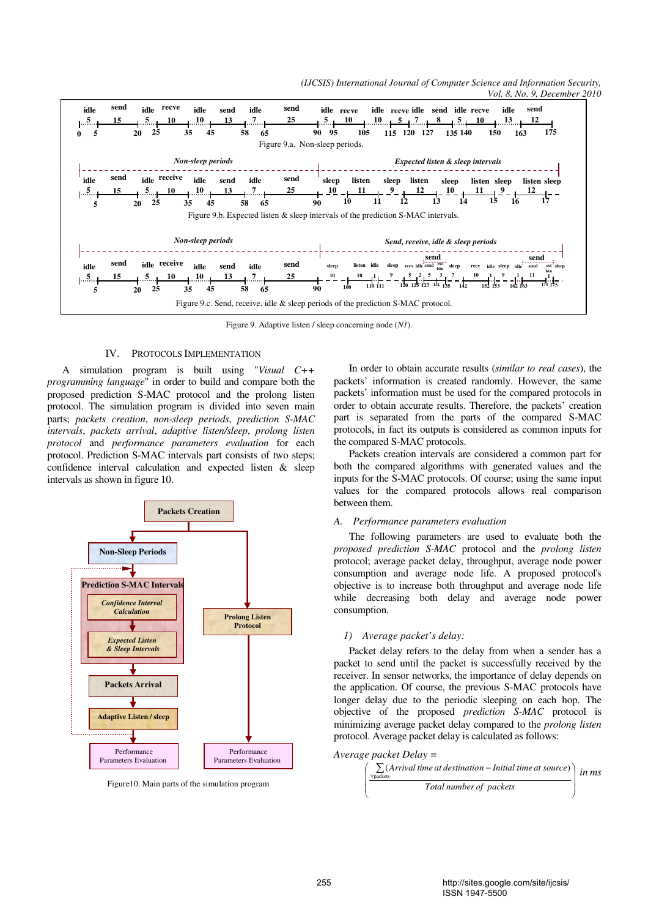Figure 9.a. Non-sleep periods.

Figure 9.b. Expected listen & sleep intervals of the prediction S-MAC intervals.

Figure 9.c. Send, receive, idle & sleep periods of the prediction S-MAC protocol.

Figure 9. Adaptive listen / sleep concerning node (*N1*).

## IV. PROTOCOLS IMPLEMENTATION

A simulation program is built using "*Visual C++ programming language*" in order to build and compare both the proposed prediction S-MAC protocol and the prolong listen protocol. The simulation program is divided into seven main parts; *packets creation*, *non-sleep periods*, *prediction S-MAC intervals*, *packets arrival*, *adaptive listen/sleep*, *prolong listen protocol* and *performance parameters evaluation* for each protocol. Prediction S-MAC intervals part consists of two steps; confidence interval calculation and expected listen & sleep intervals as shown in figure 10.

Packets Creation

Non-Sleep Periods

Prediction S-MAC Intervals

Confidence Interval Calculation

Expected Listen & Sleep Intervals

Packets Arrival

Adaptive Listen / sleep

Prolong Listen Protocol

Performance Parameters Evaluation

Performance Parameters Evaluation

Figure10. Main parts of the simulation program

In order to obtain accurate results (*similar to real cases*), the packets' information is created randomly. However, the same packets' information must be used for the compared protocols in order to obtain accurate results. Therefore, the packets' creation part is separated from the parts of the compared S-MAC protocols, in fact its outputs is considered as common inputs for the compared S-MAC protocols.

Packets creation intervals are considered a common part for both the compared algorithms with generated values and the inputs for the S-MAC protocols. Of course; using the same input values for the compared protocols allows real comparison between them.

### A. Performance parameters evaluation

The following parameters are used to evaluate both the *proposed prediction S-MAC* protocol and the *prolong listen* protocol; average packet delay, throughput, average node power consumption and average node life. A proposed protocol's objective is to increase both throughput and average node life while decreasing both delay and average node power consumption.

#### 1) Average packet's delay:

Packet delay refers to the delay from when a sender has a packet to send until the packet is successfully received by the receiver. In sensor networks, the importance of delay depends on the application. Of course, the previous S-MAC protocols have longer delay due to the periodic sleeping on each hop. The objective of the proposed *prediction S-MAC* protocol is minimizing average packet delay compared to the *prolong listen* protocol. Average packet delay is calculated as follows:

$$\textit{Average packet Delay} = \left( \frac{\sum_{\forall packets} (\textit{Arrival time at destination} - \textit{Initial time at source})}{\textit{Total number of packets}} \right) \textit{in ms}$$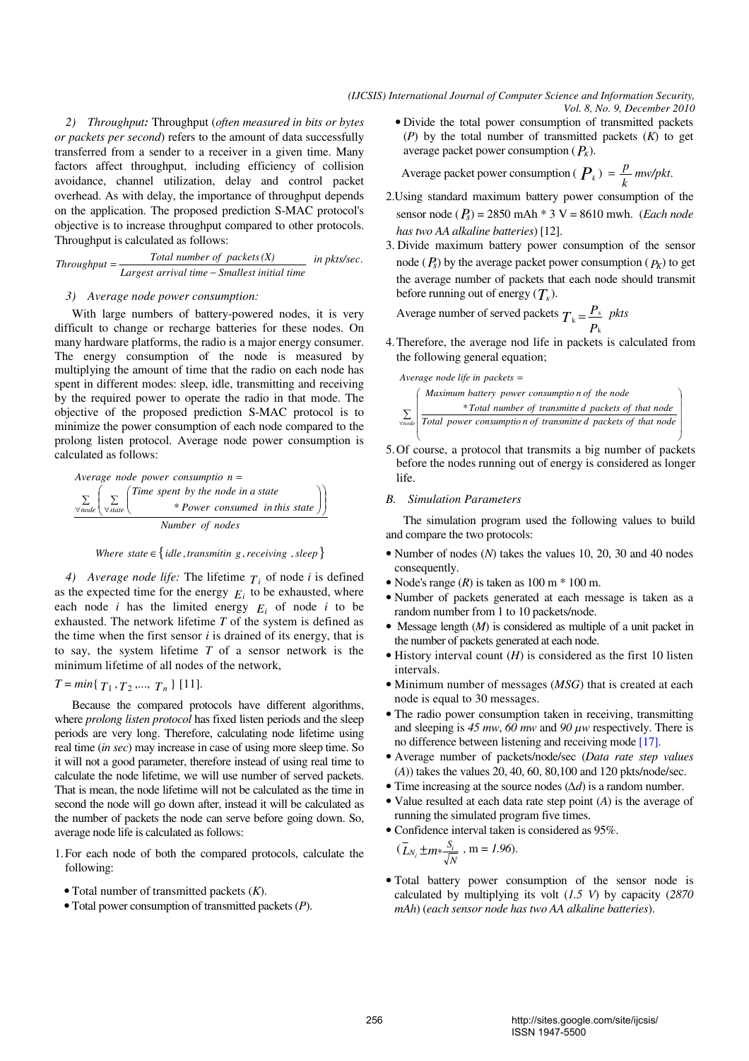2) *Throughput:* Throughput (*often measured in bits or bytes or packets per second*) refers to the amount of data successfully transferred from a sender to a receiver in a given time. Many factors affect throughput, including efficiency of collision avoidance, channel utilization, delay and control packet overhead. As with delay, the importance of throughput depends on the application. The proposed prediction S-MAC protocol's objective is to increase throughput compared to other protocols. Throughput is calculated as follows:

$$Throughput = \frac{Total\ number\ of\ packets\,(X)}{Largest\ arrival\ time - Smallest\ initial\ time} \quad in\ pkts/sec.$$

3) *Average node power consumption:*

With large numbers of battery-powered nodes, it is very difficult to change or recharge batteries for these nodes. On many hardware platforms, the radio is a major energy consumer. The energy consumption of the node is measured by multiplying the amount of time that the radio on each node has spent in different modes: sleep, idle, transmitting and receiving by the required power to operate the radio in that mode. The objective of the proposed prediction S-MAC protocol is to minimize the power consumption of each node compared to the prolong listen protocol. Average node power consumption is calculated as follows:

$$Average\ node\ power\ consumptio\ n = \frac{\sum_{\forall node}\left(\sum_{\forall state}\left(\begin{array}{l}Time\ spent\ by\ the\ node\ in\ a\ state\\ \quad * Power\ consumed\ in\ this\ state\end{array}\right)\right)}{Number\ of\ nodes}$$

$$Where\ state \in \{idle, transmitin\ g, receiving\ , sleep\}$$

4) *Average node life:* The lifetime $T_i$ of node *i* is defined as the expected time for the energy $E_i$ to be exhausted, where each node *i* has the limited energy $E_i$ of node *i* to be exhausted. The network lifetime *T* of the system is defined as the time when the first sensor *i* is drained of its energy, that is to say, the system lifetime *T* of a sensor network is the minimum lifetime of all nodes of the network,

$T = min\{T_1, T_2, ...., T_n\}$ [11].

Because the compared protocols have different algorithms, where *prolong listen protocol* has fixed listen periods and the sleep periods are very long. Therefore, calculating node lifetime using real time (*in sec*) may increase in case of using more sleep time. So it will not a good parameter, therefore instead of using real time to calculate the node lifetime, we will use number of served packets. That is mean, the node lifetime will not be calculated as the time in second the node will go down after, instead it will be calculated as the number of packets the node can serve before going down. So, average node life is calculated as follows:

1. For each node of both the compared protocols, calculate the following:
   - Total number of transmitted packets (*K*).
   - Total power consumption of transmitted packets (*P*).
   - Divide the total power consumption of transmitted packets (*P*) by the total number of transmitted packets (*K*) to get average packet power consumption ($P_k$).

   Average packet power consumption ($P_k$) $= \dfrac{p}{k}$ *mw/pkt*.
2. Using standard maximum battery power consumption of the sensor node ($P_s$) = 2850 mAh * 3 V = 8610 mwh. (*Each node has two AA alkaline batteries*) [12].
3. Divide maximum battery power consumption of the sensor node ($P_s$) by the average packet power consumption ($P_K$) to get the average number of packets that each node should transmit before running out of energy ($T_k$).

   Average number of served packets $T_k = \dfrac{P_s}{P_k}$ *pkts*
4. Therefore, the average nod life in packets is calculated from the following general equation;

   $$Average\ node\ life\ in\ packets = \sum_{\forall node}\left(\frac{\begin{array}{l}Maximum\ battery\ power\ consumptio\ n\ of\ the\ node\\ \quad * Total\ number\ of\ transmitte\ d\ packets\ of\ that\ node\end{array}}{Total\ power\ consumptio\ n\ of\ transmitte\ d\ packets\ of\ that\ node}\right)$$
5. Of course, a protocol that transmits a big number of packets before the nodes running out of energy is considered as longer life.

### *B. Simulation Parameters*

The simulation program used the following values to build and compare the two protocols:

- Number of nodes (*N*) takes the values 10, 20, 30 and 40 nodes consequently.
- Node's range (*R*) is taken as 100 m * 100 m.
- Number of packets generated at each message is taken as a random number from 1 to 10 packets/node.
- Message length (*M*) is considered as multiple of a unit packet in the number of packets generated at each node.
- History interval count (*H*) is considered as the first 10 listen intervals.
- Minimum number of messages (*MSG*) that is created at each node is equal to 30 messages.
- The radio power consumption taken in receiving, transmitting and sleeping is *45 mw*, *60 mw* and *90 µw* respectively. There is no difference between listening and receiving mode [17].
- Average number of packets/node/sec (*Data rate step values* (*A*)) takes the values 20, 40, 60, 80,100 and 120 pkts/node/sec.
- Time increasing at the source nodes ($\Delta d$) is a random number.
- Value resulted at each data rate step point (*A*) is the average of running the simulated program five times.
- Confidence interval taken is considered as 95%.

  $(\bar{L}_{N_i} \pm m * \frac{S_i}{\sqrt{N}}$ , m = *1.96*).
- Total battery power consumption of the sensor node is calculated by multiplying its volt (*1.5 V*) by capacity (*2870 mAh*) (*each sensor node has two AA alkaline batteries*).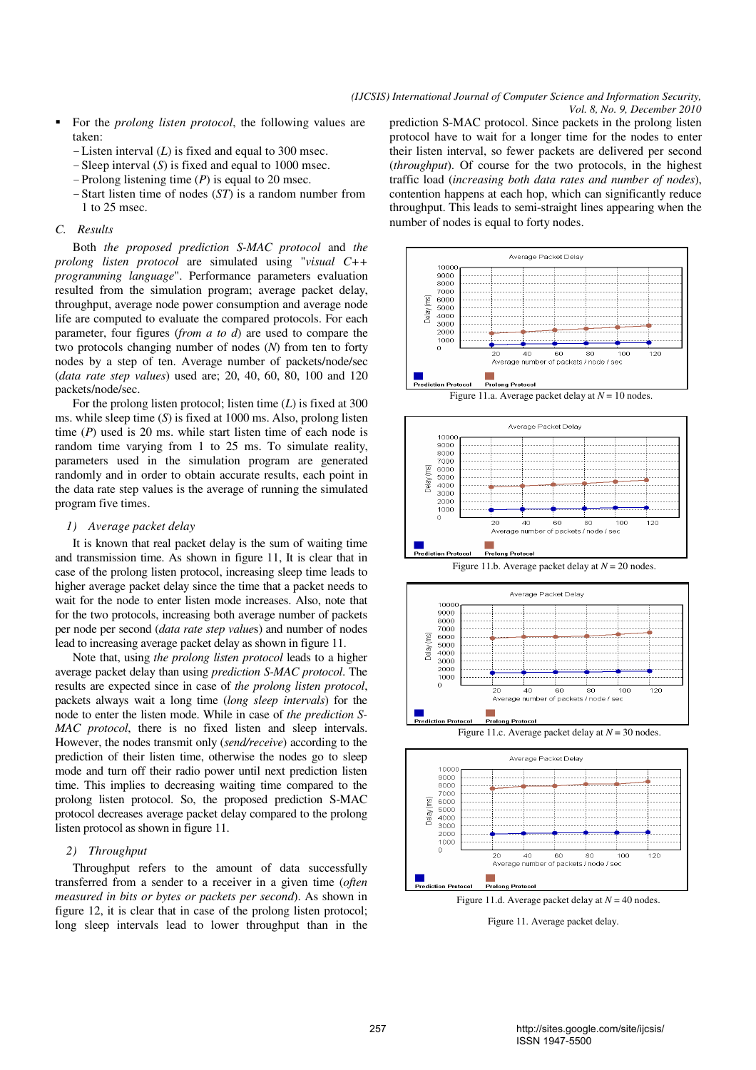- For the *prolong listen protocol*, the following values are taken:
  - Listen interval (*L*) is fixed and equal to 300 msec.
  - Sleep interval (*S*) is fixed and equal to 1000 msec.
  - Prolong listening time (*P*) is equal to 20 msec.
  - Start listen time of nodes (*ST*) is a random number from 1 to 25 msec.

### C. Results

Both *the proposed prediction S-MAC protocol* and *the prolong listen protocol* are simulated using "*visual C++ programming language*". Performance parameters evaluation resulted from the simulation program; average packet delay, throughput, average node power consumption and average node life are computed to evaluate the compared protocols. For each parameter, four figures (*from a to d*) are used to compare the two protocols changing number of nodes (*N*) from ten to forty nodes by a step of ten. Average number of packets/node/sec (*data rate step values*) used are; 20, 40, 60, 80, 100 and 120 packets/node/sec.

For the prolong listen protocol; listen time (*L*) is fixed at 300 ms. while sleep time (*S*) is fixed at 1000 ms. Also, prolong listen time (*P*) used is 20 ms. while start listen time of each node is random time varying from 1 to 25 ms. To simulate reality, parameters used in the simulation program are generated randomly and in order to obtain accurate results, each point in the data rate step values is the average of running the simulated program five times.

#### 1) Average packet delay

It is known that real packet delay is the sum of waiting time and transmission time. As shown in figure 11, It is clear that in case of the prolong listen protocol, increasing sleep time leads to higher average packet delay since the time that a packet needs to wait for the node to enter listen mode increases. Also, note that for the two protocols, increasing both average number of packets per node per second (*data rate step values*) and number of nodes lead to increasing average packet delay as shown in figure 11.

Note that, using *the prolong listen protocol* leads to a higher average packet delay than using *prediction S-MAC protocol*. The results are expected since in case of *the prolong listen protocol*, packets always wait a long time (*long sleep intervals*) for the node to enter the listen mode. While in case of *the prediction S-MAC protocol*, there is no fixed listen and sleep intervals. However, the nodes transmit only (*send/receive*) according to the prediction of their listen time, otherwise the nodes go to sleep mode and turn off their radio power until next prediction listen time. This implies to decreasing waiting time compared to the prolong listen protocol. So, the proposed prediction S-MAC protocol decreases average packet delay compared to the prolong listen protocol as shown in figure 11.

#### 2) Throughput

Throughput refers to the amount of data successfully transferred from a sender to a receiver in a given time (*often measured in bits or bytes or packets per second*). As shown in figure 12, it is clear that in case of the prolong listen protocol; long sleep intervals lead to lower throughput than in the prediction S-MAC protocol. Since packets in the prolong listen protocol have to wait for a longer time for the nodes to enter their listen interval, so fewer packets are delivered per second (*throughput*). Of course for the two protocols, in the highest traffic load (*increasing both data rates and number of nodes*), contention happens at each hop, which can significantly reduce throughput. This leads to semi-straight lines appearing when the number of nodes is equal to forty nodes.

Figure 11.a. Average packet delay at $N = 10$ nodes.

Figure 11.b. Average packet delay at $N = 20$ nodes.

Figure 11.c. Average packet delay at $N = 30$ nodes.

Figure 11.d. Average packet delay at $N = 40$ nodes.

Figure 11. Average packet delay.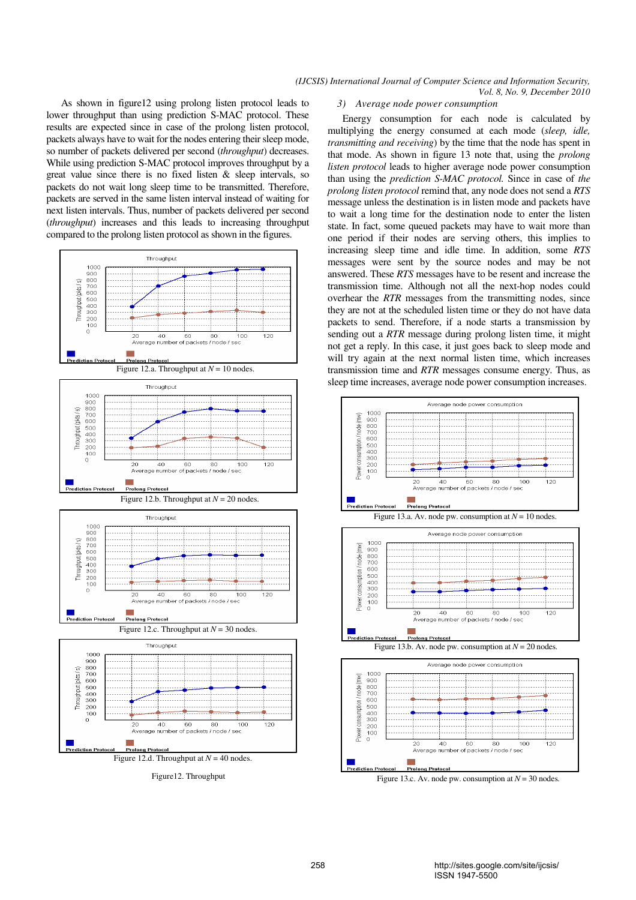As shown in figure12 using prolong listen protocol leads to lower throughput than using prediction S-MAC protocol. These results are expected since in case of the prolong listen protocol, packets always have to wait for the nodes entering their sleep mode, so number of packets delivered per second (*throughput*) decreases. While using prediction S-MAC protocol improves throughput by a great value since there is no fixed listen & sleep intervals, so packets do not wait long sleep time to be transmitted. Therefore, packets are served in the same listen interval instead of waiting for next listen intervals. Thus, number of packets delivered per second (*throughput*) increases and this leads to increasing throughput compared to the prolong listen protocol as shown in the figures.

Figure 12.a. Throughput at $N = 10$ nodes.

Figure 12.b. Throughput at $N = 20$ nodes.

Figure 12.c. Throughput at $N = 30$ nodes.

Figure 12.d. Throughput at $N = 40$ nodes.

Figure12. Throughput

### *3) Average node power consumption*

Energy consumption for each node is calculated by multiplying the energy consumed at each mode (*sleep, idle, transmitting and receiving*) by the time that the node has spent in that mode. As shown in figure 13 note that, using the *prolong listen protocol* leads to higher average node power consumption than using the *prediction S-MAC protocol.* Since in case of *the prolong listen protocol* remind that, any node does not send a *RTS* message unless the destination is in listen mode and packets have to wait a long time for the destination node to enter the listen state. In fact, some queued packets may have to wait more than one period if their nodes are serving others, this implies to increasing sleep time and idle time. In addition, some *RTS* messages were sent by the source nodes and may be not answered. These *RTS* messages have to be resent and increase the transmission time. Although not all the next-hop nodes could overhear the *RTR* messages from the transmitting nodes, since they are not at the scheduled listen time or they do not have data packets to send. Therefore, if a node starts a transmission by sending out a *RTR* message during prolong listen time, it might not get a reply. In this case, it just goes back to sleep mode and will try again at the next normal listen time, which increases transmission time and *RTR* messages consume energy. Thus, as sleep time increases, average node power consumption increases.

Figure 13.a. Av. node pw. consumption at $N = 10$ nodes.

Figure 13.b. Av. node pw. consumption at $N = 20$ nodes.

Figure 13.c. Av. node pw. consumption at $N = 30$ nodes.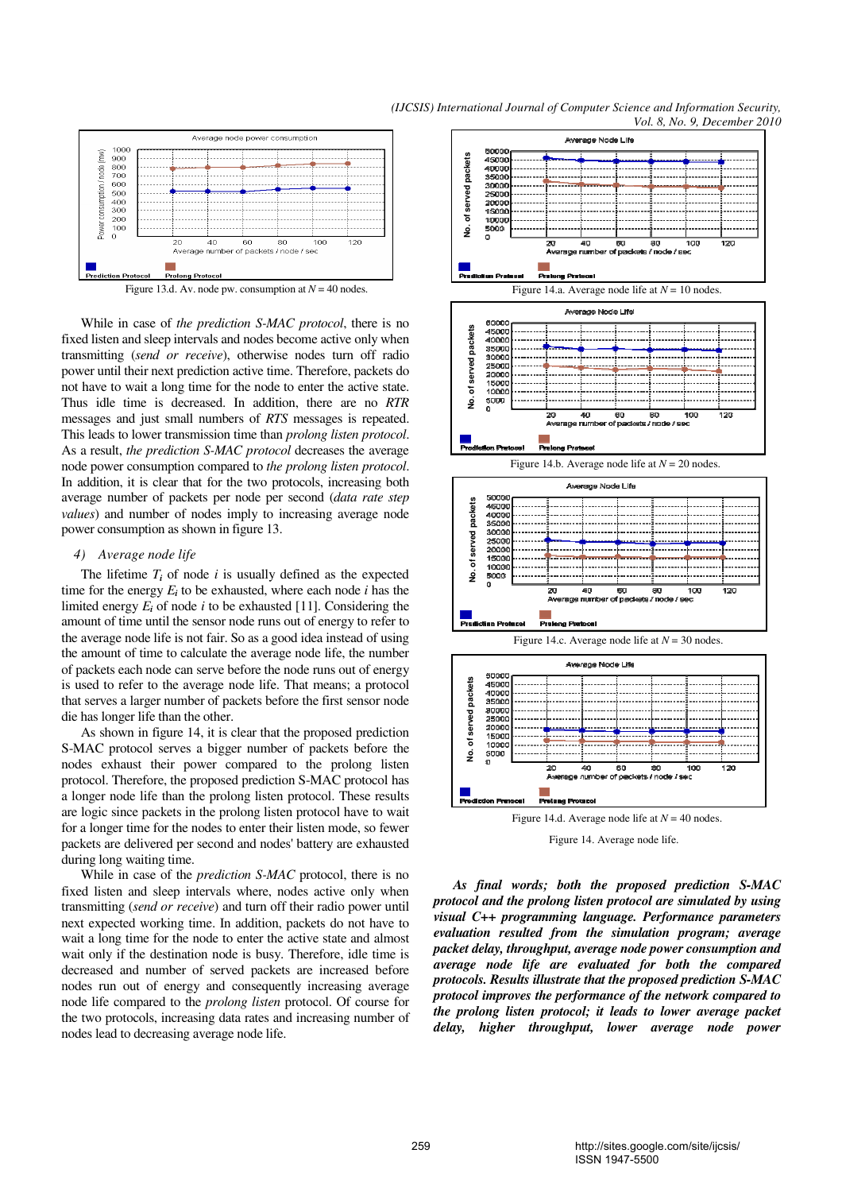Figure 13.d. Av. node pw. consumption at $N = 40$ nodes.

While in case of *the prediction S-MAC protocol*, there is no fixed listen and sleep intervals and nodes become active only when transmitting (*send or receive*), otherwise nodes turn off radio power until their next prediction active time. Therefore, packets do not have to wait a long time for the node to enter the active state. Thus idle time is decreased. In addition, there are no *RTR* messages and just small numbers of *RTS* messages is repeated. This leads to lower transmission time than *prolong listen protocol*. As a result, *the prediction S-MAC protocol* decreases the average node power consumption compared to *the prolong listen protocol*. In addition, it is clear that for the two protocols, increasing both average number of packets per node per second (*data rate step values*) and number of nodes imply to increasing average node power consumption as shown in figure 13.

*4) Average node life*

The lifetime $T_i$ of node $i$ is usually defined as the expected time for the energy $E_i$ to be exhausted, where each node $i$ has the limited energy $E_i$ of node $i$ to be exhausted [11]. Considering the amount of time until the sensor node runs out of energy to refer to the average node life is not fair. So as a good idea instead of using the amount of time to calculate the average node life, the number of packets each node can serve before the node runs out of energy is used to refer to the average node life. That means; a protocol that serves a larger number of packets before the first sensor node die has longer life than the other.

As shown in figure 14, it is clear that the proposed prediction S-MAC protocol serves a bigger number of packets before the nodes exhaust their power compared to the prolong listen protocol. Therefore, the proposed prediction S-MAC protocol has a longer node life than the prolong listen protocol. These results are logic since packets in the prolong listen protocol have to wait for a longer time for the nodes to enter their listen mode, so fewer packets are delivered per second and nodes' battery are exhausted during long waiting time.

While in case of the *prediction S-MAC* protocol, there is no fixed listen and sleep intervals where, nodes active only when transmitting (*send or receive*) and turn off their radio power until next expected working time. In addition, packets do not have to wait a long time for the node to enter the active state and almost wait only if the destination node is busy. Therefore, idle time is decreased and number of served packets are increased before nodes run out of energy and consequently increasing average node life compared to the *prolong listen* protocol. Of course for the two protocols, increasing data rates and increasing number of nodes lead to decreasing average node life.

Figure 14.a. Average node life at $N = 10$ nodes.

Figure 14.b. Average node life at $N = 20$ nodes.

Figure 14.c. Average node life at $N = 30$ nodes.

Figure 14.d. Average node life at $N = 40$ nodes.

Figure 14. Average node life.

***As final words; both the proposed prediction S-MAC protocol and the prolong listen protocol are simulated by using visual C++ programming language. Performance parameters evaluation resulted from the simulation program; average packet delay, throughput, average node power consumption and average node life are evaluated for both the compared protocols. Results illustrate that the proposed prediction S-MAC protocol improves the performance of the network compared to the prolong listen protocol; it leads to lower average packet delay, higher throughput, lower average node power***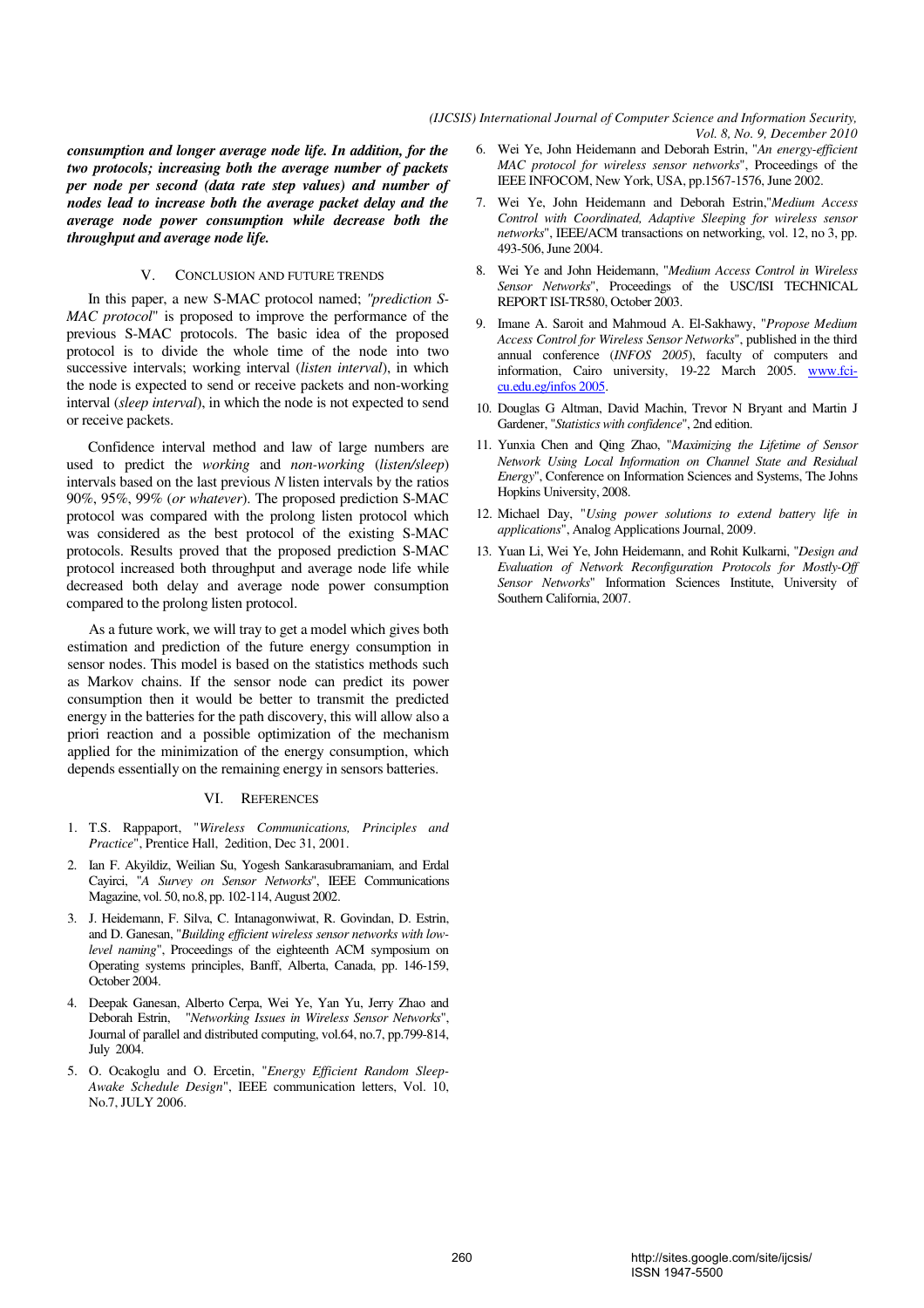***consumption and longer average node life. In addition, for the two protocols; increasing both the average number of packets per node per second (data rate step values) and number of nodes lead to increase both the average packet delay and the average node power consumption while decrease both the throughput and average node life.***

## V. Conclusion and Future Trends

In this paper, a new S-MAC protocol named; *"prediction S-MAC protocol"* is proposed to improve the performance of the previous S-MAC protocols. The basic idea of the proposed protocol is to divide the whole time of the node into two successive intervals; working interval (*listen interval*), in which the node is expected to send or receive packets and non-working interval (*sleep interval*), in which the node is not expected to send or receive packets.

Confidence interval method and law of large numbers are used to predict the *working* and *non-working* (*listen/sleep*) intervals based on the last previous *N* listen intervals by the ratios 90%, 95%, 99% (*or whatever*). The proposed prediction S-MAC protocol was compared with the prolong listen protocol which was considered as the best protocol of the existing S-MAC protocols. Results proved that the proposed prediction S-MAC protocol increased both throughput and average node life while decreased both delay and average node power consumption compared to the prolong listen protocol.

As a future work, we will tray to get a model which gives both estimation and prediction of the future energy consumption in sensor nodes. This model is based on the statistics methods such as Markov chains. If the sensor node can predict its power consumption then it would be better to transmit the predicted energy in the batteries for the path discovery, this will allow also a priori reaction and a possible optimization of the mechanism applied for the minimization of the energy consumption, which depends essentially on the remaining energy in sensors batteries.

## VI. References

1. T.S. Rappaport, "*Wireless Communications, Principles and Practice*", Prentice Hall, 2edition, Dec 31, 2001.
2. Ian F. Akyildiz, Weilian Su, Yogesh Sankarasubramaniam, and Erdal Cayirci, "*A Survey on Sensor Networks*", IEEE Communications Magazine, vol. 50, no.8, pp. 102-114, August 2002.
3. J. Heidemann, F. Silva, C. Intanagonwiwat, R. Govindan, D. Estrin, and D. Ganesan, "*Building efficient wireless sensor networks with low-level naming*", Proceedings of the eighteenth ACM symposium on Operating systems principles, Banff, Alberta, Canada, pp. 146-159, October 2004.
4. Deepak Ganesan, Alberto Cerpa, Wei Ye, Yan Yu, Jerry Zhao and Deborah Estrin, "*Networking Issues in Wireless Sensor Networks*", Journal of parallel and distributed computing, vol.64, no.7, pp.799-814, July 2004.
5. O. Ocakoglu and O. Ercetin, "*Energy Efficient Random Sleep-Awake Schedule Design*", IEEE communication letters, Vol. 10, No.7, JULY 2006.
6. Wei Ye, John Heidemann and Deborah Estrin, "*An energy-efficient MAC protocol for wireless sensor networks*", Proceedings of the IEEE INFOCOM, New York, USA, pp.1567-1576, June 2002.
7. Wei Ye, John Heidemann and Deborah Estrin,"*Medium Access Control with Coordinated, Adaptive Sleeping for wireless sensor networks*", IEEE/ACM transactions on networking, vol. 12, no 3, pp. 493-506, June 2004.
8. Wei Ye and John Heidemann, "*Medium Access Control in Wireless Sensor Networks*", Proceedings of the USC/ISI TECHNICAL REPORT ISI-TR580, October 2003.
9. Imane A. Saroit and Mahmoud A. El-Sakhawy, "*Propose Medium Access Control for Wireless Sensor Networks*", published in the third annual conference (*INFOS 2005*), faculty of computers and information, Cairo university, 19-22 March 2005. www.fci-cu.edu.eg/infos 2005.
10. Douglas G Altman, David Machin, Trevor N Bryant and Martin J Gardener, "*Statistics with confidence*", 2nd edition.
11. Yunxia Chen and Qing Zhao, "*Maximizing the Lifetime of Sensor Network Using Local Information on Channel State and Residual Energy*", Conference on Information Sciences and Systems, The Johns Hopkins University, 2008.
12. Michael Day, "*Using power solutions to extend battery life in applications*", Analog Applications Journal, 2009.
13. Yuan Li, Wei Ye, John Heidemann, and Rohit Kulkarni, "*Design and Evaluation of Network Reconfiguration Protocols for Mostly-Off Sensor Networks*" Information Sciences Institute, University of Southern California, 2007.